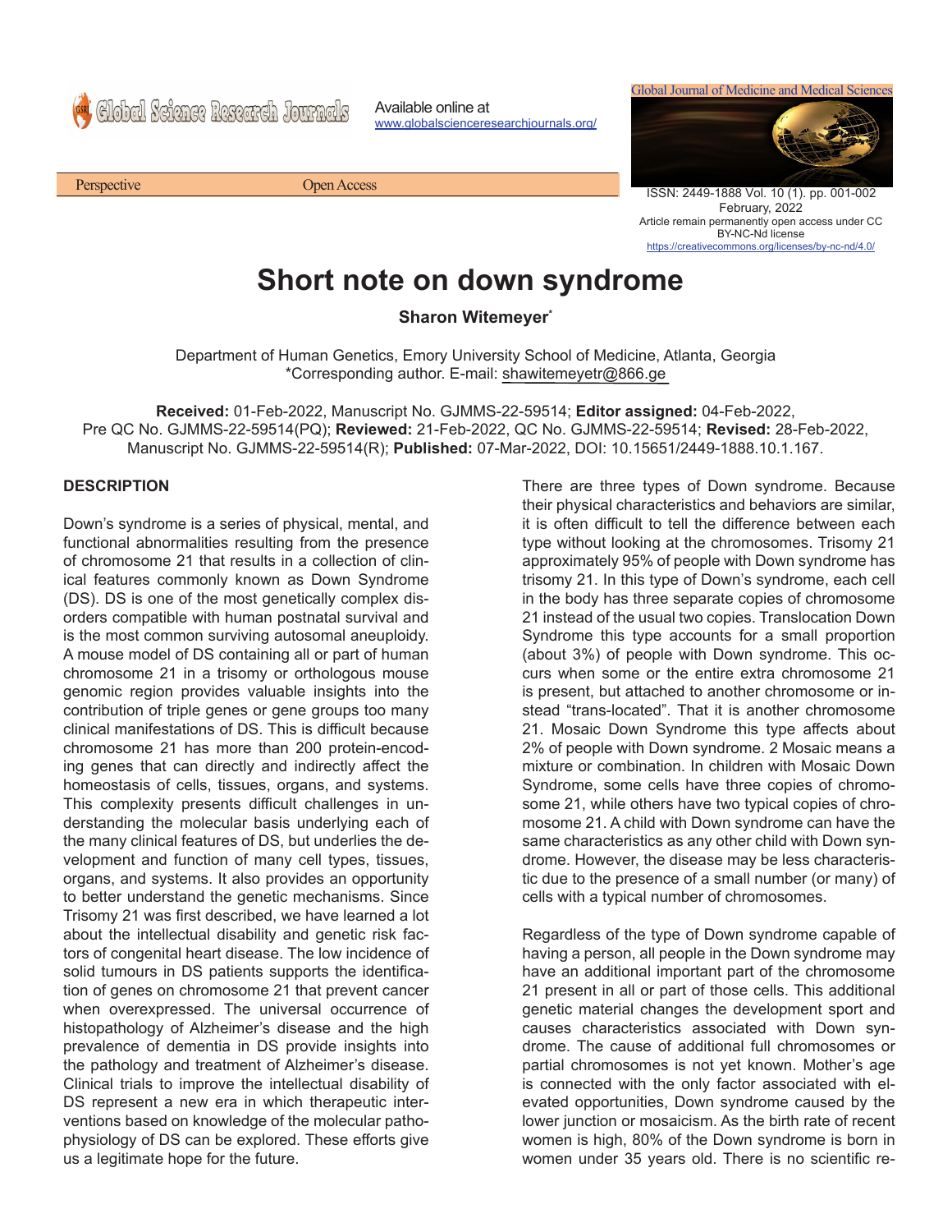Available online at www.globalscienceresearchjournals.org/

Perspective | Open Access

Global Journal of Medicine and Medical Sciences

ISSN: 2449-1888 Vol. 10 (1). pp. 001-002 February, 2022
Article remain permanently open access under CC BY-NC-Nd license
https://creativecommons.org/licenses/by-nc-nd/4.0/

# Short note on down syndrome

**Sharon Witemeyer***

Department of Human Genetics, Emory University School of Medicine, Atlanta, Georgia
*Corresponding author. E-mail: shawitemeyetr@866.ge

**Received:** 01-Feb-2022, Manuscript No. GJMMS-22-59514; **Editor assigned:** 04-Feb-2022, Pre QC No. GJMMS-22-59514(PQ); **Reviewed:** 21-Feb-2022, QC No. GJMMS-22-59514; **Revised:** 28-Feb-2022, Manuscript No. GJMMS-22-59514(R); **Published:** 07-Mar-2022, DOI: 10.15651/2449-1888.10.1.167.

## DESCRIPTION

Down's syndrome is a series of physical, mental, and functional abnormalities resulting from the presence of chromosome 21 that results in a collection of clinical features commonly known as Down Syndrome (DS). DS is one of the most genetically complex disorders compatible with human postnatal survival and is the most common surviving autosomal aneuploidy. A mouse model of DS containing all or part of human chromosome 21 in a trisomy or orthologous mouse genomic region provides valuable insights into the contribution of triple genes or gene groups too many clinical manifestations of DS. This is difficult because chromosome 21 has more than 200 protein-encoding genes that can directly and indirectly affect the homeostasis of cells, tissues, organs, and systems. This complexity presents difficult challenges in understanding the molecular basis underlying each of the many clinical features of DS, but underlies the development and function of many cell types, tissues, organs, and systems. It also provides an opportunity to better understand the genetic mechanisms. Since Trisomy 21 was first described, we have learned a lot about the intellectual disability and genetic risk factors of congenital heart disease. The low incidence of solid tumours in DS patients supports the identification of genes on chromosome 21 that prevent cancer when overexpressed. The universal occurrence of histopathology of Alzheimer's disease and the high prevalence of dementia in DS provide insights into the pathology and treatment of Alzheimer's disease. Clinical trials to improve the intellectual disability of DS represent a new era in which therapeutic interventions based on knowledge of the molecular pathophysiology of DS can be explored. These efforts give us a legitimate hope for the future.

There are three types of Down syndrome. Because their physical characteristics and behaviors are similar, it is often difficult to tell the difference between each type without looking at the chromosomes. Trisomy 21 approximately 95% of people with Down syndrome has trisomy 21. In this type of Down's syndrome, each cell in the body has three separate copies of chromosome 21 instead of the usual two copies. Translocation Down Syndrome this type accounts for a small proportion (about 3%) of people with Down syndrome. This occurs when some or the entire extra chromosome 21 is present, but attached to another chromosome or instead "trans-located". That it is another chromosome 21. Mosaic Down Syndrome this type affects about 2% of people with Down syndrome. 2 Mosaic means a mixture or combination. In children with Mosaic Down Syndrome, some cells have three copies of chromosome 21, while others have two typical copies of chromosome 21. A child with Down syndrome can have the same characteristics as any other child with Down syndrome. However, the disease may be less characteristic due to the presence of a small number (or many) of cells with a typical number of chromosomes.

Regardless of the type of Down syndrome capable of having a person, all people in the Down syndrome may have an additional important part of the chromosome 21 present in all or part of those cells. This additional genetic material changes the development sport and causes characteristics associated with Down syndrome. The cause of additional full chromosomes or partial chromosomes is not yet known. Mother's age is connected with the only factor associated with elevated opportunities, Down syndrome caused by the lower junction or mosaicism. As the birth rate of recent women is high, 80% of the Down syndrome is born in women under 35 years old. There is no scientific re-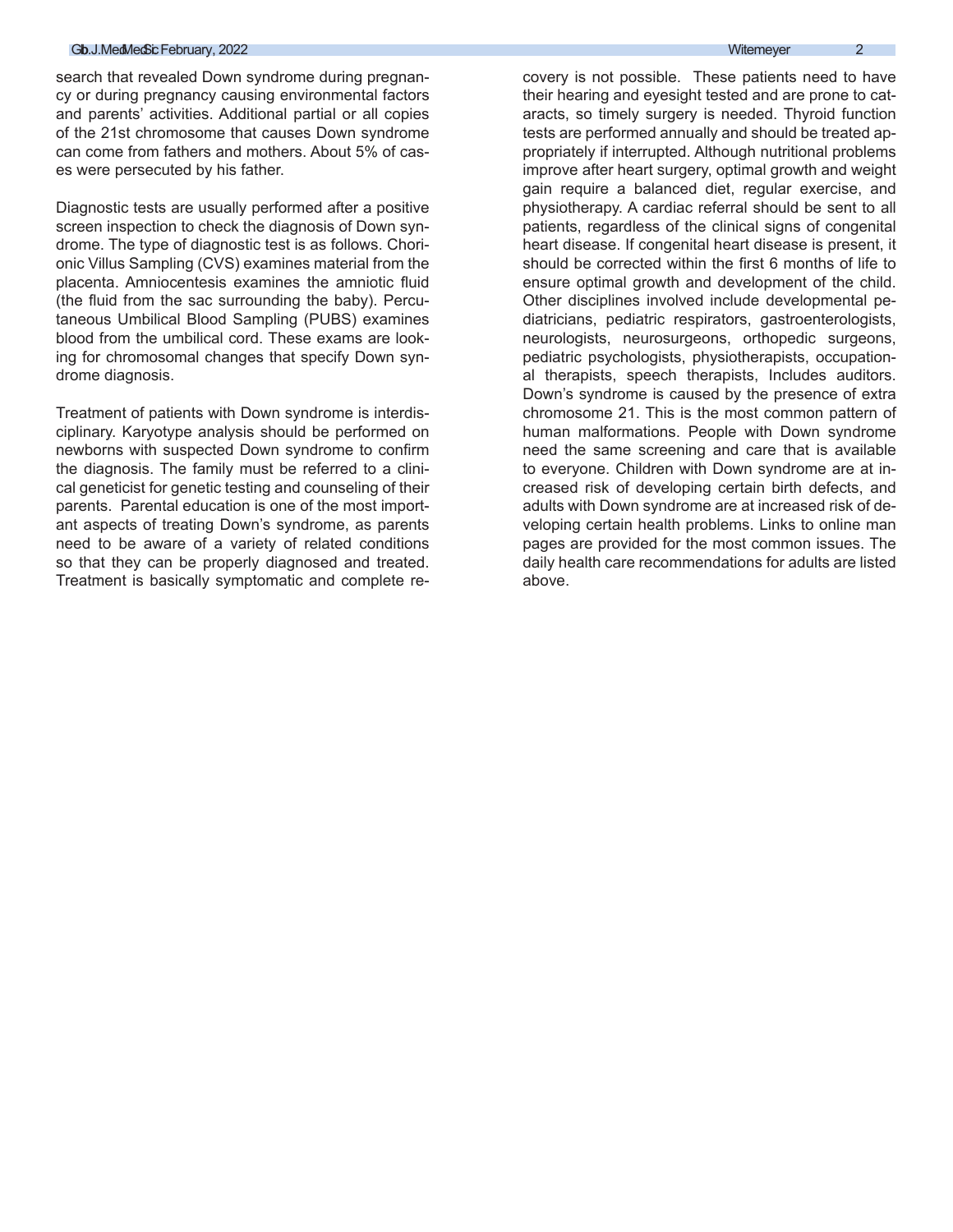search that revealed Down syndrome during pregnancy or during pregnancy causing environmental factors and parents' activities. Additional partial or all copies of the 21st chromosome that causes Down syndrome can come from fathers and mothers. About 5% of cases were persecuted by his father.

Diagnostic tests are usually performed after a positive screen inspection to check the diagnosis of Down syndrome. The type of diagnostic test is as follows. Chorionic Villus Sampling (CVS) examines material from the placenta. Amniocentesis examines the amniotic fluid (the fluid from the sac surrounding the baby). Percutaneous Umbilical Blood Sampling (PUBS) examines blood from the umbilical cord. These exams are looking for chromosomal changes that specify Down syndrome diagnosis.

Treatment of patients with Down syndrome is interdisciplinary. Karyotype analysis should be performed on newborns with suspected Down syndrome to confirm the diagnosis. The family must be referred to a clinical geneticist for genetic testing and counseling of their parents. Parental education is one of the most important aspects of treating Down's syndrome, as parents need to be aware of a variety of related conditions so that they can be properly diagnosed and treated. Treatment is basically symptomatic and complete recovery is not possible. These patients need to have their hearing and eyesight tested and are prone to cataracts, so timely surgery is needed. Thyroid function tests are performed annually and should be treated appropriately if interrupted. Although nutritional problems improve after heart surgery, optimal growth and weight gain require a balanced diet, regular exercise, and physiotherapy. A cardiac referral should be sent to all patients, regardless of the clinical signs of congenital heart disease. If congenital heart disease is present, it should be corrected within the first 6 months of life to ensure optimal growth and development of the child. Other disciplines involved include developmental pediatricians, pediatric respirators, gastroenterologists, neurologists, neurosurgeons, orthopedic surgeons, pediatric psychologists, physiotherapists, occupational therapists, speech therapists, Includes auditors. Down's syndrome is caused by the presence of extra chromosome 21. This is the most common pattern of human malformations. People with Down syndrome need the same screening and care that is available to everyone. Children with Down syndrome are at increased risk of developing certain birth defects, and adults with Down syndrome are at increased risk of developing certain health problems. Links to online man pages are provided for the most common issues. The daily health care recommendations for adults are listed above.